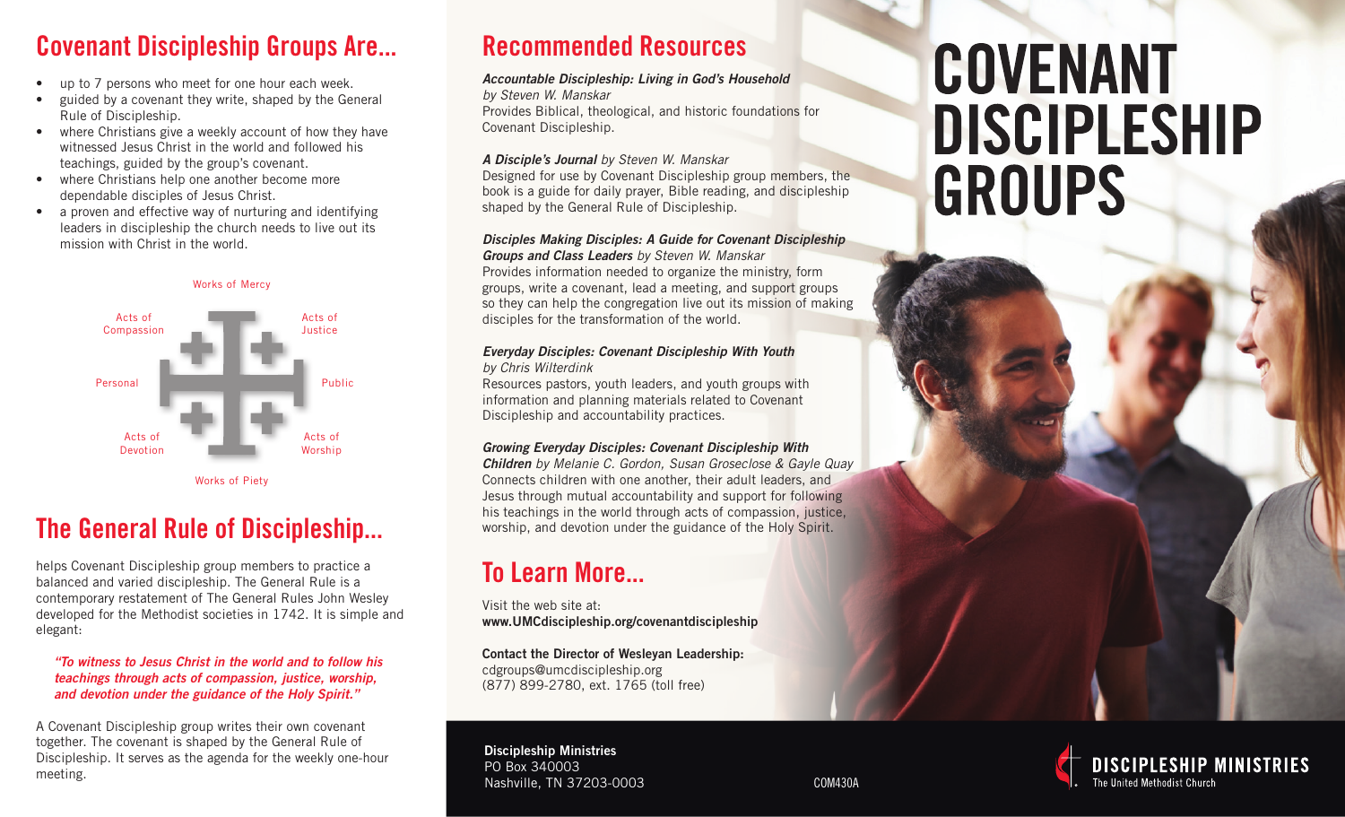## Covenant Discipleship Groups Are...

- up to 7 persons who meet for one hour each week.
- guided by a covenant they write, shaped by the General Rule of Discipleship.
- where Christians give a weekly account of how they have witnessed Jesus Christ in the world and followed his teachings, guided by the group's covenant.
- where Christians help one another become more dependable disciples of Jesus Christ.
- a proven and effective way of nurturing and identifying leaders in discipleship the church needs to live out its mission with Christ in the world.

Works of Mercy

Acts of Compassion | Acts of Justice

Personal | Public

Acts of Devotion | Acts of Worship

Works of Piety

## The General Rule of Discipleship...

helps Covenant Discipleship group members to practice a balanced and varied discipleship. The General Rule is a contemporary restatement of The General Rules John Wesley developed for the Methodist societies in 1742. It is simple and elegant:

> ***"To witness to Jesus Christ in the world and to follow his teachings through acts of compassion, justice, worship, and devotion under the guidance of the Holy Spirit."***

A Covenant Discipleship group writes their own covenant together. The covenant is shaped by the General Rule of Discipleship. It serves as the agenda for the weekly one-hour meeting.

## Recommended Resources

***Accountable Discipleship: Living in God's Household***
*by Steven W. Manskar*
Provides Biblical, theological, and historic foundations for Covenant Discipleship.

***A Disciple's Journal*** *by Steven W. Manskar*
Designed for use by Covenant Discipleship group members, the book is a guide for daily prayer, Bible reading, and discipleship shaped by the General Rule of Discipleship.

***Disciples Making Disciples: A Guide for Covenant Discipleship Groups and Class Leaders*** *by Steven W. Manskar*
Provides information needed to organize the ministry, form groups, write a covenant, lead a meeting, and support groups so they can help the congregation live out its mission of making disciples for the transformation of the world.

***Everyday Disciples: Covenant Discipleship With Youth***
*by Chris Wilterdink*
Resources pastors, youth leaders, and youth groups with information and planning materials related to Covenant Discipleship and accountability practices.

***Growing Everyday Disciples: Covenant Discipleship With Children*** *by Melanie C. Gordon, Susan Groseclose & Gayle Quay*
Connects children with one another, their adult leaders, and Jesus through mutual accountability and support for following his teachings in the world through acts of compassion, justice, worship, and devotion under the guidance of the Holy Spirit.

## To Learn More...

Visit the web site at:
**www.UMCdiscipleship.org/covenantdiscipleship**

**Contact the Director of Wesleyan Leadership:**
cdgroups@umcdiscipleship.org
(877) 899-2780, ext. 1765 (toll free)

# COVENANT DISCIPLESHIP GROUPS

**Discipleship Ministries**
PO Box 340003
Nashville, TN 37203-0003

COM430A

**DISCIPLESHIP MINISTRIES**
The United Methodist Church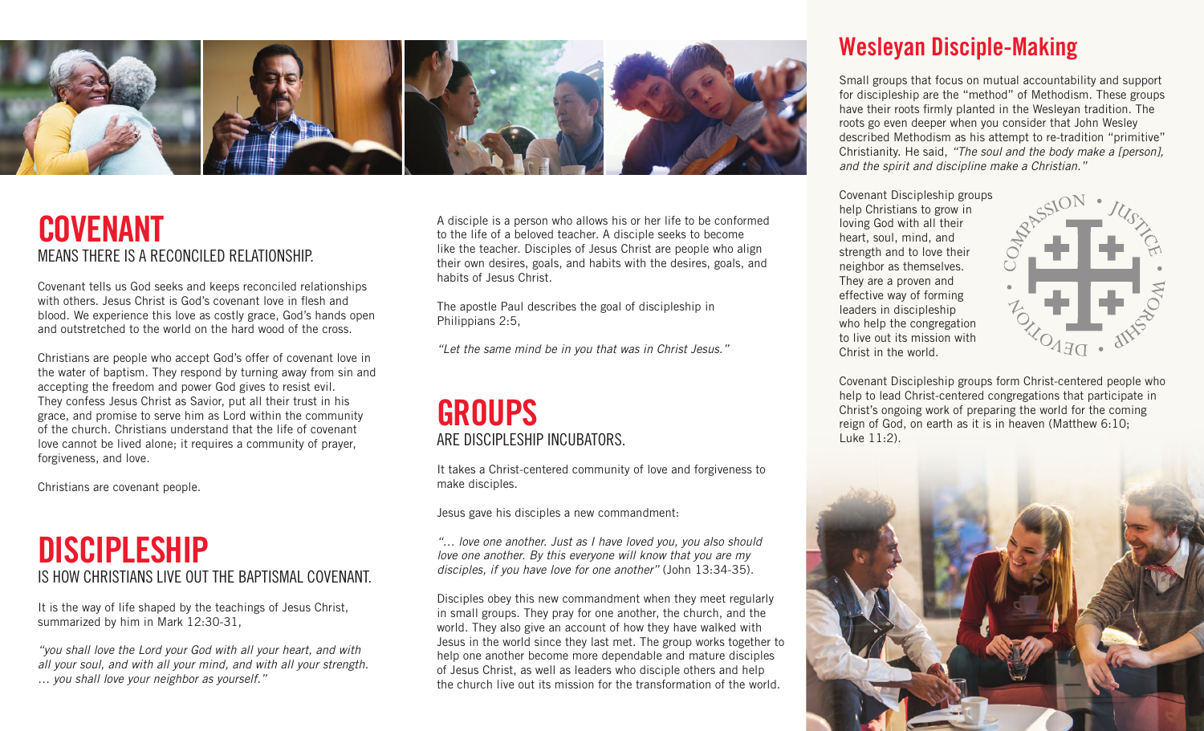# COVENANT

MEANS THERE IS A RECONCILED RELATIONSHIP.

Covenant tells us God seeks and keeps reconciled relationships with others. Jesus Christ is God's covenant love in flesh and blood. We experience this love as costly grace, God's hands open and outstretched to the world on the hard wood of the cross.

Christians are people who accept God's offer of covenant love in the water of baptism. They respond by turning away from sin and accepting the freedom and power God gives to resist evil. They confess Jesus Christ as Savior, put all their trust in his grace, and promise to serve him as Lord within the community of the church. Christians understand that the life of covenant love cannot be lived alone; it requires a community of prayer, forgiveness, and love.

Christians are covenant people.

# DISCIPLESHIP

IS HOW CHRISTIANS LIVE OUT THE BAPTISMAL COVENANT.

It is the way of life shaped by the teachings of Jesus Christ, summarized by him in Mark 12:30-31,

*"you shall love the Lord your God with all your heart, and with all your soul, and with all your mind, and with all your strength. … you shall love your neighbor as yourself."*

A disciple is a person who allows his or her life to be conformed to the life of a beloved teacher. A disciple seeks to become like the teacher. Disciples of Jesus Christ are people who align their own desires, goals, and habits with the desires, goals, and habits of Jesus Christ.

The apostle Paul describes the goal of discipleship in Philippians 2:5,

*"Let the same mind be in you that was in Christ Jesus."*

# GROUPS

ARE DISCIPLESHIP INCUBATORS.

It takes a Christ-centered community of love and forgiveness to make disciples.

Jesus gave his disciples a new commandment:

*"… love one another. Just as I have loved you, you also should love one another. By this everyone will know that you are my disciples, if you have love for one another"* (John 13:34-35).

Disciples obey this new commandment when they meet regularly in small groups. They pray for one another, the church, and the world. They also give an account of how they have walked with Jesus in the world since they last met. The group works together to help one another become more dependable and mature disciples of Jesus Christ, as well as leaders who disciple others and help the church live out its mission for the transformation of the world.

## Wesleyan Disciple-Making

Small groups that focus on mutual accountability and support for discipleship are the "method" of Methodism. These groups have their roots firmly planted in the Wesleyan tradition. The roots go even deeper when you consider that John Wesley described Methodism as his attempt to re-tradition "primitive" Christianity. He said, *"The soul and the body make a [person], and the spirit and discipline make a Christian."*

Covenant Discipleship groups help Christians to grow in loving God with all their heart, soul, mind, and strength and to love their neighbor as themselves. They are a proven and effective way of forming leaders in discipleship who help the congregation to live out its mission with Christ in the world.

COMPASSION • JUSTICE • WORSHIP • DEVOTION

Covenant Discipleship groups form Christ-centered people who help to lead Christ-centered congregations that participate in Christ's ongoing work of preparing the world for the coming reign of God, on earth as it is in heaven (Matthew 6:10; Luke 11:2).